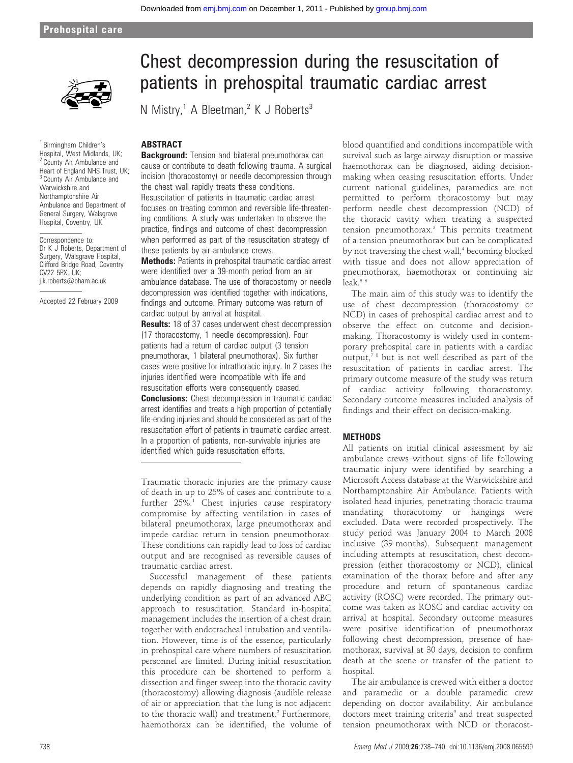# Chest decompression during the resuscitation of patients in prehospital traumatic cardiac arrest

N Mistry,[1] A Bleetman,[2] K J Roberts[3]

[1] Birmingham Children's Hospital, West Midlands, UK; [2] County Air Ambulance and Heart of England NHS Trust, UK; [3] County Air Ambulance and Warwickshire and Northamptonshire Air Ambulance and Department of General Surgery, Walsgrave Hospital, Coventry, UK

Correspondence to: Dr K J Roberts, Department of Surgery, Walsgrave Hospital, Clifford Bridge Road, Coventry CV22 5PX, UK; j.k.roberts@bham.ac.uk

Accepted 22 February 2009

## ABSTRACT

**Background:** Tension and bilateral pneumothorax can cause or contribute to death following trauma. A surgical incision (thoracostomy) or needle decompression through the chest wall rapidly treats these conditions. Resuscitation of patients in traumatic cardiac arrest focuses on treating common and reversible life-threatening conditions. A study was undertaken to observe the practice, findings and outcome of chest decompression when performed as part of the resuscitation strategy of these patients by air ambulance crews.

**Methods:** Patients in prehospital traumatic cardiac arrest were identified over a 39-month period from an air ambulance database. The use of thoracostomy or needle decompression was identified together with indications, findings and outcome. Primary outcome was return of cardiac output by arrival at hospital.

**Results:** 18 of 37 cases underwent chest decompression (17 thoracostomy, 1 needle decompression). Four patients had a return of cardiac output (3 tension pneumothorax, 1 bilateral pneumothorax). Six further cases were positive for intrathoracic injury. In 2 cases the injuries identified were incompatible with life and resuscitation efforts were consequently ceased.

**Conclusions:** Chest decompression in traumatic cardiac arrest identifies and treats a high proportion of potentially life-ending injuries and should be considered as part of the resuscitation effort of patients in traumatic cardiac arrest. In a proportion of patients, non-survivable injuries are identified which guide resuscitation efforts.

Traumatic thoracic injuries are the primary cause of death in up to 25% of cases and contribute to a further 25%.[1] Chest injuries cause respiratory compromise by affecting ventilation in cases of bilateral pneumothorax, large pneumothorax and impede cardiac return in tension pneumothorax. These conditions can rapidly lead to loss of cardiac output and are recognised as reversible causes of traumatic cardiac arrest.

Successful management of these patients depends on rapidly diagnosing and treating the underlying condition as part of an advanced ABC approach to resuscitation. Standard in-hospital management includes the insertion of a chest drain together with endotracheal intubation and ventilation. However, time is of the essence, particularly in prehospital care where numbers of resuscitation personnel are limited. During initial resuscitation this procedure can be shortened to perform a dissection and finger sweep into the thoracic cavity (thoracostomy) allowing diagnosis (audible release of air or appreciation that the lung is not adjacent to the thoracic wall) and treatment.[2] Furthermore, haemothorax can be identified, the volume of blood quantified and conditions incompatible with survival such as large airway disruption or massive haemothorax can be diagnosed, aiding decision-making when ceasing resuscitation efforts. Under current national guidelines, paramedics are not permitted to perform thoracostomy but may perform needle chest decompression (NCD) of the thoracic cavity when treating a suspected tension pneumothorax.[3] This permits treatment of a tension pneumothorax but can be complicated by not traversing the chest wall,[4] becoming blocked with tissue and does not allow appreciation of pneumothorax, haemothorax or continuing air leak.[5 6]

The main aim of this study was to identify the use of chest decompression (thoracostomy or NCD) in cases of prehospital cardiac arrest and to observe the effect on outcome and decision-making. Thoracostomy is widely used in contemporary prehospital care in patients with a cardiac output,[7 8] but is not well described as part of the resuscitation of patients in cardiac arrest. The primary outcome measure of the study was return of cardiac activity following thoracostomy. Secondary outcome measures included analysis of findings and their effect on decision-making.

## METHODS

All patients on initial clinical assessment by air ambulance crews without signs of life following traumatic injury were identified by searching a Microsoft Access database at the Warwickshire and Northamptonshire Air Ambulance. Patients with isolated head injuries, penetrating thoracic trauma mandating thoracotomy or hangings were excluded. Data were recorded prospectively. The study period was January 2004 to March 2008 inclusive (39 months). Subsequent management including attempts at resuscitation, chest decompression (either thoracostomy or NCD), clinical examination of the thorax before and after any procedure and return of spontaneous cardiac activity (ROSC) were recorded. The primary outcome was taken as ROSC and cardiac activity on arrival at hospital. Secondary outcome measures were positive identification of pneumothorax following chest decompression, presence of haemothorax, survival at 30 days, decision to confirm death at the scene or transfer of the patient to hospital.

The air ambulance is crewed with either a doctor and paramedic or a double paramedic crew depending on doctor availability. Air ambulance doctors meet training criteria[9] and treat suspected tension pneumothorax with NCD or thoracost-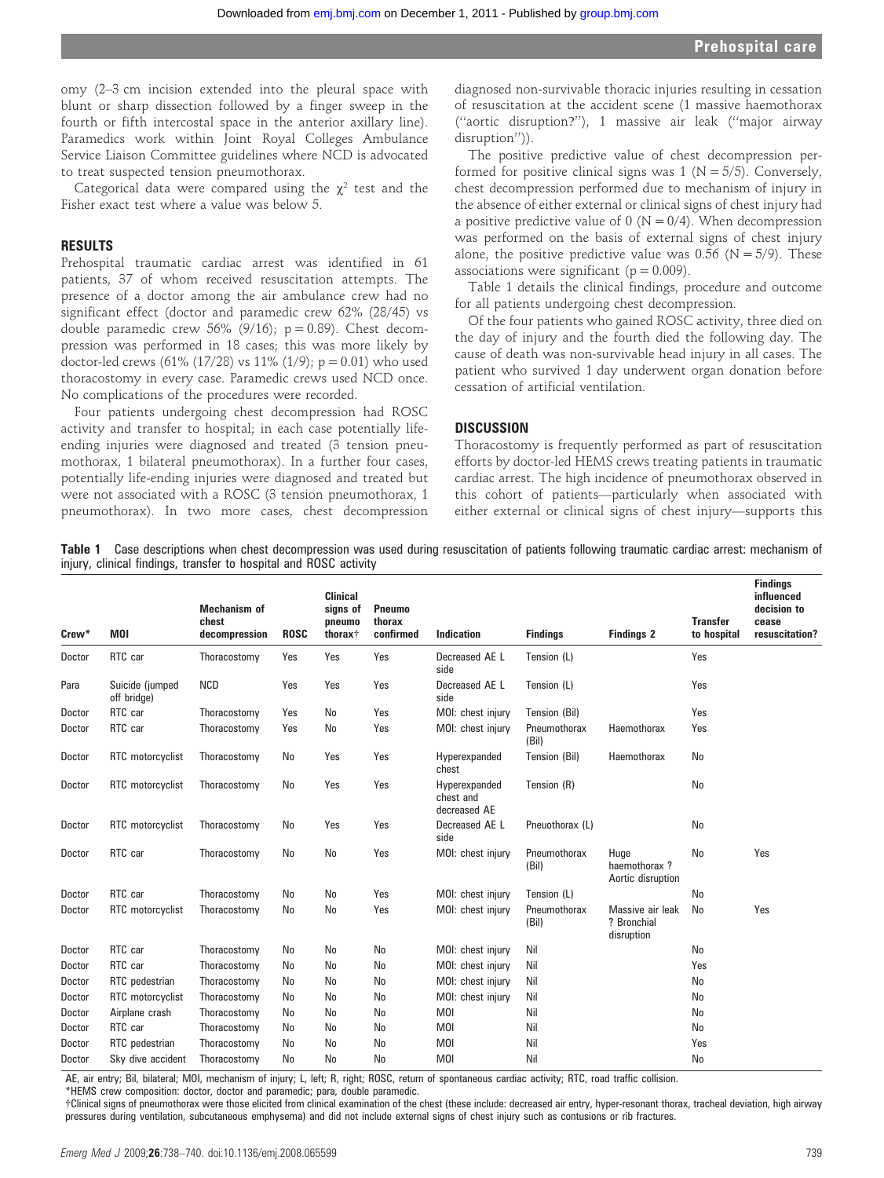omy (2–3 cm incision extended into the pleural space with blunt or sharp dissection followed by a finger sweep in the fourth or fifth intercostal space in the anterior axillary line). Paramedics work within Joint Royal Colleges Ambulance Service Liaison Committee guidelines where NCD is advocated to treat suspected tension pneumothorax.

Categorical data were compared using the $\chi^2$ test and the Fisher exact test where a value was below 5.

## RESULTS

Prehospital traumatic cardiac arrest was identified in 61 patients, 37 of whom received resuscitation attempts. The presence of a doctor among the air ambulance crew had no significant effect (doctor and paramedic crew 62% (28/45) vs double paramedic crew 56% (9/16); $p = 0.89$). Chest decompression was performed in 18 cases; this was more likely by doctor-led crews (61% (17/28) vs 11% (1/9); $p = 0.01$) who used thoracostomy in every case. Paramedic crews used NCD once. No complications of the procedures were recorded.

Four patients undergoing chest decompression had ROSC activity and transfer to hospital; in each case potentially life-ending injuries were diagnosed and treated (3 tension pneumothorax, 1 bilateral pneumothorax). In a further four cases, potentially life-ending injuries were diagnosed and treated but were not associated with a ROSC (3 tension pneumothorax, 1 pneumothorax). In two more cases, chest decompression diagnosed non-survivable thoracic injuries resulting in cessation of resuscitation at the accident scene (1 massive haemothorax ("aortic disruption?"), 1 massive air leak ("major airway disruption")).

The positive predictive value of chest decompression performed for positive clinical signs was 1 (N = 5/5). Conversely, chest decompression performed due to mechanism of injury in the absence of either external or clinical signs of chest injury had a positive predictive value of 0 (N = 0/4). When decompression was performed on the basis of external signs of chest injury alone, the positive predictive value was 0.56 (N = 5/9). These associations were significant ($p = 0.009$).

Table 1 details the clinical findings, procedure and outcome for all patients undergoing chest decompression.

Of the four patients who gained ROSC activity, three died on the day of injury and the fourth died the following day. The cause of death was non-survivable head injury in all cases. The patient who survived 1 day underwent organ donation before cessation of artificial ventilation.

## DISCUSSION

Thoracostomy is frequently performed as part of resuscitation efforts by doctor-led HEMS crews treating patients in traumatic cardiac arrest. The high incidence of pneumothorax observed in this cohort of patients—particularly when associated with either external or clinical signs of chest injury—supports this

**Table 1** Case descriptions when chest decompression was used during resuscitation of patients following traumatic cardiac arrest: mechanism of injury, clinical findings, transfer to hospital and ROSC activity

| Crew* | MOI | Mechanism of chest decompression | ROSC | Clinical signs of pneumo thorax† | Pneumo thorax confirmed | Indication | Findings | Findings 2 | Transfer to hospital | Findings influenced decision to cease resuscitation? |
|---|---|---|---|---|---|---|---|---|---|---|
| Doctor | RTC car | Thoracostomy | Yes | Yes | Yes | Decreased AE L side | Tension (L) | | Yes | |
| Para | Suicide (jumped off bridge) | NCD | Yes | Yes | Yes | Decreased AE L side | Tension (L) | | Yes | |
| Doctor | RTC car | Thoracostomy | Yes | No | Yes | MOI: chest injury | Tension (Bil) | | Yes | |
| Doctor | RTC car | Thoracostomy | Yes | No | Yes | MOI: chest injury | Pneumothorax (Bil) | Haemothorax | Yes | |
| Doctor | RTC motorcyclist | Thoracostomy | No | Yes | Yes | Hyperexpanded chest | Tension (Bil) | Haemothorax | No | |
| Doctor | RTC motorcyclist | Thoracostomy | No | Yes | Yes | Hyperexpanded chest and decreased AE | Tension (R) | | No | |
| Doctor | RTC motorcyclist | Thoracostomy | No | Yes | Yes | Decreased AE L side | Pneuothorax (L) | | No | |
| Doctor | RTC car | Thoracostomy | No | No | Yes | MOI: chest injury | Pneumothorax (Bil) | Huge haemothorax ? Aortic disruption | No | Yes |
| Doctor | RTC car | Thoracostomy | No | No | Yes | MOI: chest injury | Tension (L) | | No | |
| Doctor | RTC motorcyclist | Thoracostomy | No | No | Yes | MOI: chest injury | Pneumothorax (Bil) | Massive air leak ? Bronchial disruption | No | Yes |
| Doctor | RTC car | Thoracostomy | No | No | No | MOI: chest injury | Nil | | No | |
| Doctor | RTC car | Thoracostomy | No | No | No | MOI: chest injury | Nil | | Yes | |
| Doctor | RTC pedestrian | Thoracostomy | No | No | No | MOI: chest injury | Nil | | No | |
| Doctor | RTC motorcyclist | Thoracostomy | No | No | No | MOI: chest injury | Nil | | No | |
| Doctor | Airplane crash | Thoracostomy | No | No | No | MOI | Nil | | No | |
| Doctor | RTC car | Thoracostomy | No | No | No | MOI | Nil | | No | |
| Doctor | RTC pedestrian | Thoracostomy | No | No | No | MOI | Nil | | Yes | |
| Doctor | Sky dive accident | Thoracostomy | No | No | No | MOI | Nil | | No | |

AE, air entry; Bil, bilateral; MOI, mechanism of injury; L, left; R, right; ROSC, return of spontaneous cardiac activity; RTC, road traffic collision.

*HEMS crew composition: doctor, doctor and paramedic; para, double paramedic.

†Clinical signs of pneumothorax were those elicited from clinical examination of the chest (these include: decreased air entry, hyper-resonant thorax, tracheal deviation, high airway pressures during ventilation, subcutaneous emphysema) and did not include external signs of chest injury such as contusions or rib fractures.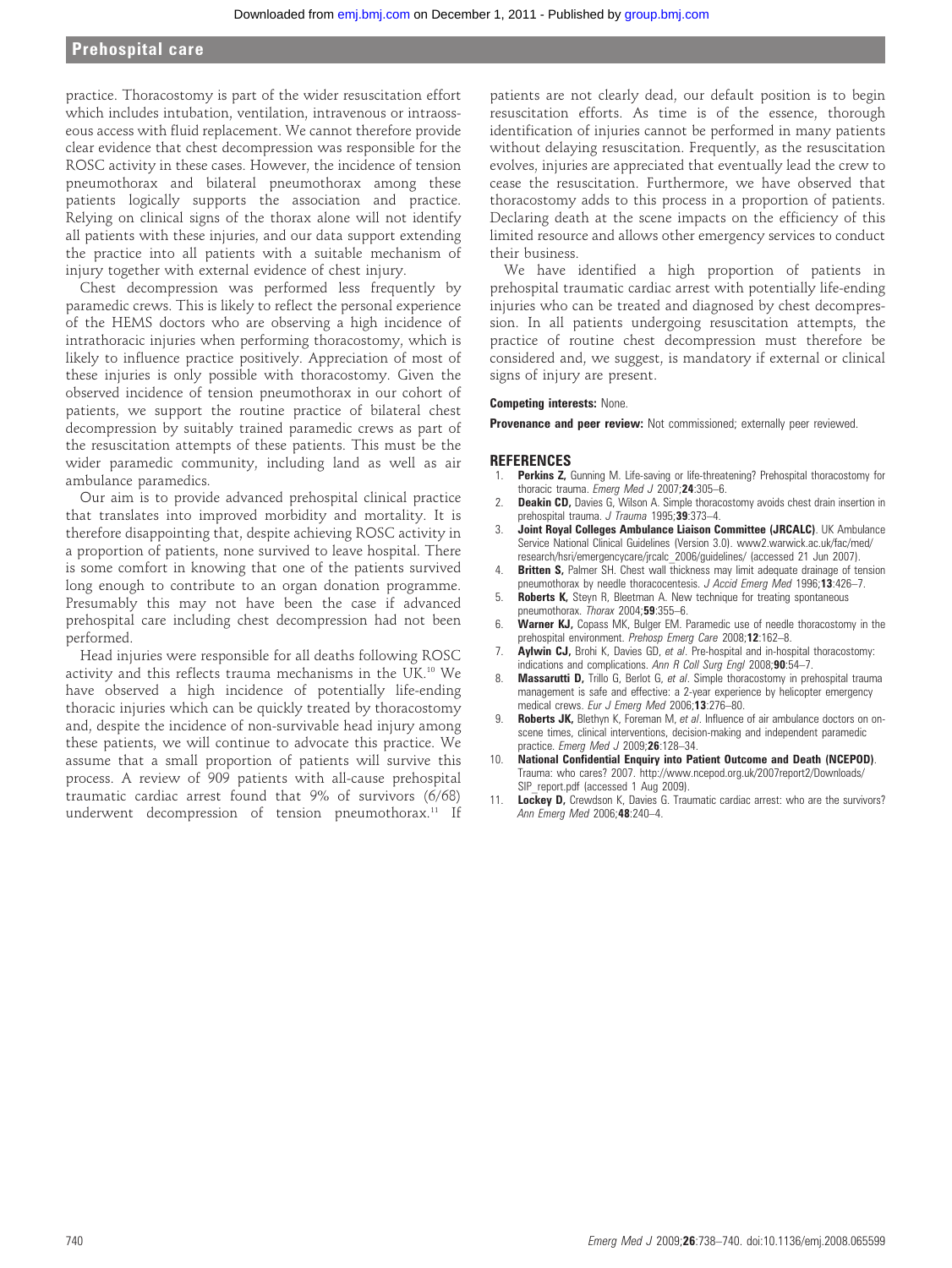practice. Thoracostomy is part of the wider resuscitation effort which includes intubation, ventilation, intravenous or intraosseous access with fluid replacement. We cannot therefore provide clear evidence that chest decompression was responsible for the ROSC activity in these cases. However, the incidence of tension pneumothorax and bilateral pneumothorax among these patients logically supports the association and practice. Relying on clinical signs of the thorax alone will not identify all patients with these injuries, and our data support extending the practice into all patients with a suitable mechanism of injury together with external evidence of chest injury.

Chest decompression was performed less frequently by paramedic crews. This is likely to reflect the personal experience of the HEMS doctors who are observing a high incidence of intrathoracic injuries when performing thoracostomy, which is likely to influence practice positively. Appreciation of most of these injuries is only possible with thoracostomy. Given the observed incidence of tension pneumothorax in our cohort of patients, we support the routine practice of bilateral chest decompression by suitably trained paramedic crews as part of the resuscitation attempts of these patients. This must be the wider paramedic community, including land as well as air ambulance paramedics.

Our aim is to provide advanced prehospital clinical practice that translates into improved morbidity and mortality. It is therefore disappointing that, despite achieving ROSC activity in a proportion of patients, none survived to leave hospital. There is some comfort in knowing that one of the patients survived long enough to contribute to an organ donation programme. Presumably this may not have been the case if advanced prehospital care including chest decompression had not been performed.

Head injuries were responsible for all deaths following ROSC activity and this reflects trauma mechanisms in the UK.[10] We have observed a high incidence of potentially life-ending thoracic injuries which can be quickly treated by thoracostomy and, despite the incidence of non-survivable head injury among these patients, we will continue to advocate this practice. We assume that a small proportion of patients will survive this process. A review of 909 patients with all-cause prehospital traumatic cardiac arrest found that 9% of survivors (6/68) underwent decompression of tension pneumothorax.[11] If patients are not clearly dead, our default position is to begin resuscitation efforts. As time is of the essence, thorough identification of injuries cannot be performed in many patients without delaying resuscitation. Frequently, as the resuscitation evolves, injuries are appreciated that eventually lead the crew to cease the resuscitation. Furthermore, we have observed that thoracostomy adds to this process in a proportion of patients. Declaring death at the scene impacts on the efficiency of this limited resource and allows other emergency services to conduct their business.

We have identified a high proportion of patients in prehospital traumatic cardiac arrest with potentially life-ending injuries who can be treated and diagnosed by chest decompression. In all patients undergoing resuscitation attempts, the practice of routine chest decompression must therefore be considered and, we suggest, is mandatory if external or clinical signs of injury are present.

**Competing interests:** None.

**Provenance and peer review:** Not commissioned; externally peer reviewed.

## REFERENCES

1. **Perkins Z,** Gunning M. Life-saving or life-threatening? Prehospital thoracostomy for thoracic trauma. *Emerg Med J* 2007;**24**:305–6.
2. **Deakin CD,** Davies G, Wilson A. Simple thoracostomy avoids chest drain insertion in prehospital trauma. *J Trauma* 1995;**39**:373–4.
3. **Joint Royal Colleges Ambulance Liaison Committee (JRCALC)**. UK Ambulance Service National Clinical Guidelines (Version 3.0). www2.warwick.ac.uk/fac/med/research/hsri/emergencycare/jrcalc_2006/guidelines/ (accessed 21 Jun 2007).
4. **Britten S,** Palmer SH. Chest wall thickness may limit adequate drainage of tension pneumothorax by needle thoracocentesis. *J Accid Emerg Med* 1996;**13**:426–7.
5. **Roberts K,** Steyn R, Bleetman A. New technique for treating spontaneous pneumothorax. *Thorax* 2004;**59**:355–6.
6. **Warner KJ,** Copass MK, Bulger EM. Paramedic use of needle thoracostomy in the prehospital environment. *Prehosp Emerg Care* 2008;**12**:162–8.
7. **Aylwin CJ,** Brohi K, Davies GD, *et al*. Pre-hospital and in-hospital thoracostomy: indications and complications. *Ann R Coll Surg Engl* 2008;**90**:54–7.
8. **Massarutti D,** Trillo G, Berlot G, *et al*. Simple thoracostomy in prehospital trauma management is safe and effective: a 2-year experience by helicopter emergency medical crews. *Eur J Emerg Med* 2006;**13**:276–80.
9. **Roberts JK,** Blethyn K, Foreman M, *et al*. Influence of air ambulance doctors on on-scene times, clinical interventions, decision-making and independent paramedic practice. *Emerg Med J* 2009;**26**:128–34.
10. **National Confidential Enquiry into Patient Outcome and Death (NCEPOD)**. Trauma: who cares? 2007. http://www.ncepod.org.uk/2007report2/Downloads/SIP_report.pdf (accessed 1 Aug 2009).
11. **Lockey D,** Crewdson K, Davies G. Traumatic cardiac arrest: who are the survivors? *Ann Emerg Med* 2006;**48**:240–4.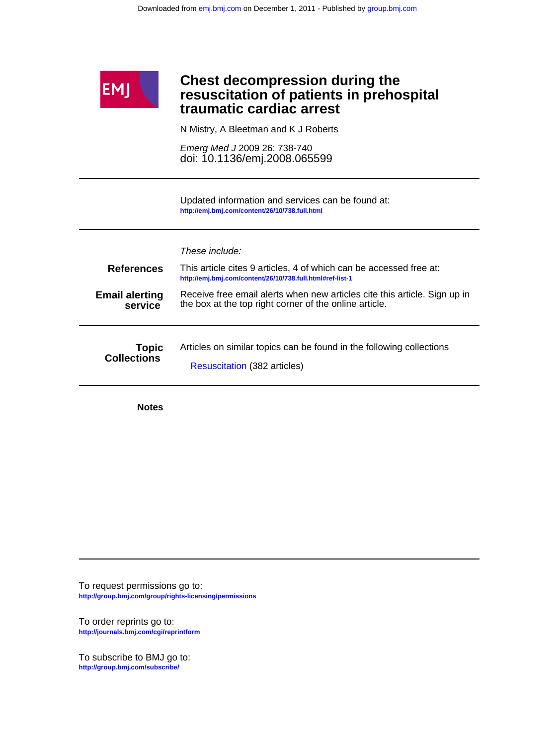Downloaded from emj.bmj.com on December 1, 2011 - Published by group.bmj.com

# Chest decompression during the resuscitation of patients in prehospital traumatic cardiac arrest

N Mistry, A Bleetman and K J Roberts

*Emerg Med J* 2009 26: 738-740
doi: 10.1136/emj.2008.065599

Updated information and services can be found at:
http://emj.bmj.com/content/26/10/738.full.html

*These include:*

**References**

This article cites 9 articles, 4 of which can be accessed free at:
http://emj.bmj.com/content/26/10/738.full.html#ref-list-1

**Email alerting service**

Receive free email alerts when new articles cite this article. Sign up in the box at the top right corner of the online article.

**Topic Collections**

Articles on similar topics can be found in the following collections

Resuscitation (382 articles)

**Notes**

To request permissions go to:
http://group.bmj.com/group/rights-licensing/permissions

To order reprints go to:
http://journals.bmj.com/cgi/reprintform

To subscribe to BMJ go to:
http://group.bmj.com/subscribe/